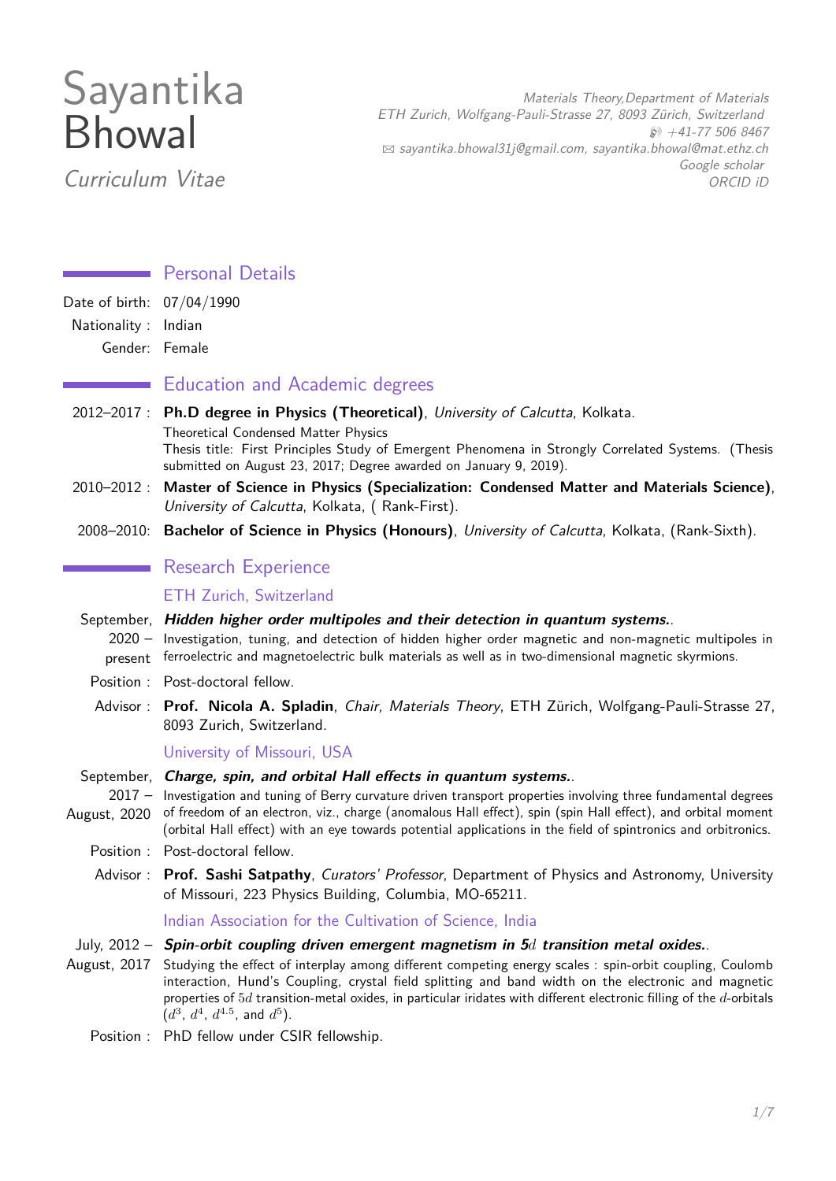# Sayantika Bhowal

*Curriculum Vitae*

*Materials Theory,Department of Materials*
*ETH Zurich, Wolfgang-Pauli-Strasse 27, 8093 Zürich, Switzerland*
*+41-77 506 8467*
*sayantika.bhowal31j@gmail.com, sayantika.bhowal@mat.ethz.ch*
*Google scholar*
*ORCID iD*

## Personal Details

Date of birth: 07/04/1990
Nationality : Indian
Gender: Female

## Education and Academic degrees

2012–2017 : **Ph.D degree in Physics (Theoretical)**, *University of Calcutta*, Kolkata.
Theoretical Condensed Matter Physics
Thesis title: First Principles Study of Emergent Phenomena in Strongly Correlated Systems. (Thesis submitted on August 23, 2017; Degree awarded on January 9, 2019).

2010–2012 : **Master of Science in Physics (Specialization: Condensed Matter and Materials Science)**, *University of Calcutta*, Kolkata, ( Rank-First).

2008–2010: **Bachelor of Science in Physics (Honours)**, *University of Calcutta*, Kolkata, (Rank-Sixth).

## Research Experience

### ETH Zurich, Switzerland

September, 2020 – present: ***Hidden higher order multipoles and their detection in quantum systems.*.**
Investigation, tuning, and detection of hidden higher order magnetic and non-magnetic multipoles in ferroelectric and magnetoelectric bulk materials as well as in two-dimensional magnetic skyrmions.

Position : Post-doctoral fellow.

Advisor : **Prof. Nicola A. Spladin**, *Chair, Materials Theory*, ETH Zürich, Wolfgang-Pauli-Strasse 27, 8093 Zurich, Switzerland.

### University of Missouri, USA

September, 2017 – August, 2020: ***Charge, spin, and orbital Hall effects in quantum systems.*.**
Investigation and tuning of Berry curvature driven transport properties involving three fundamental degrees of freedom of an electron, viz., charge (anomalous Hall effect), spin (spin Hall effect), and orbital moment (orbital Hall effect) with an eye towards potential applications in the field of spintronics and orbitronics.

Position : Post-doctoral fellow.

Advisor : **Prof. Sashi Satpathy**, *Curators' Professor*, Department of Physics and Astronomy, University of Missouri, 223 Physics Building, Columbia, MO-65211.

### Indian Association for the Cultivation of Science, India

July, 2012 – August, 2017: ***Spin-orbit coupling driven emergent magnetism in 5$d$ transition metal oxides.*.**
Studying the effect of interplay among different competing energy scales : spin-orbit coupling, Coulomb interaction, Hund's Coupling, crystal field splitting and band width on the electronic and magnetic properties of $5d$ transition-metal oxides, in particular iridates with different electronic filling of the $d$-orbitals ($d^3$, $d^4$, $d^{4.5}$, and $d^5$).

Position : PhD fellow under CSIR fellowship.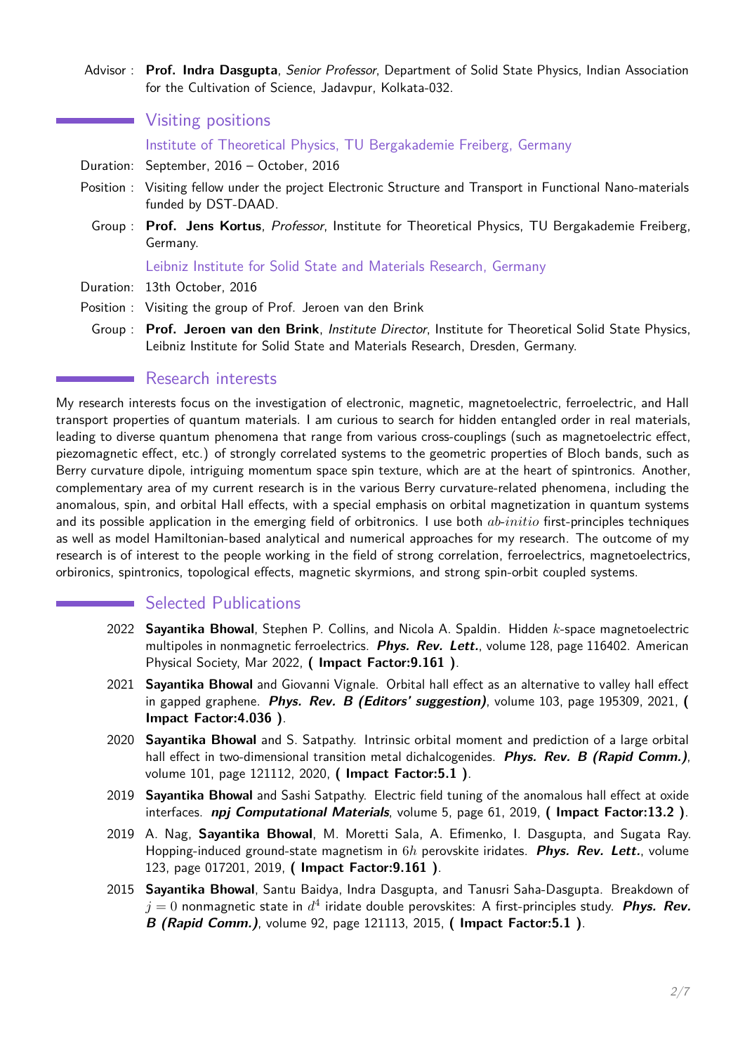Advisor : **Prof. Indra Dasgupta**, *Senior Professor*, Department of Solid State Physics, Indian Association for the Cultivation of Science, Jadavpur, Kolkata-032.

## Visiting positions

### Institute of Theoretical Physics, TU Bergakademie Freiberg, Germany

Duration: September, 2016 – October, 2016

Position : Visiting fellow under the project Electronic Structure and Transport in Functional Nano-materials funded by DST-DAAD.

Group : **Prof. Jens Kortus**, *Professor*, Institute for Theoretical Physics, TU Bergakademie Freiberg, Germany.

### Leibniz Institute for Solid State and Materials Research, Germany

Duration: 13th October, 2016

Position : Visiting the group of Prof. Jeroen van den Brink

Group : **Prof. Jeroen van den Brink**, *Institute Director*, Institute for Theoretical Solid State Physics, Leibniz Institute for Solid State and Materials Research, Dresden, Germany.

## Research interests

My research interests focus on the investigation of electronic, magnetic, magnetoelectric, ferroelectric, and Hall transport properties of quantum materials. I am curious to search for hidden entangled order in real materials, leading to diverse quantum phenomena that range from various cross-couplings (such as magnetoelectric effect, piezomagnetic effect, etc.) of strongly correlated systems to the geometric properties of Bloch bands, such as Berry curvature dipole, intriguing momentum space spin texture, which are at the heart of spintronics. Another, complementary area of my current research is in the various Berry curvature-related phenomena, including the anomalous, spin, and orbital Hall effects, with a special emphasis on orbital magnetization in quantum systems and its possible application in the emerging field of orbitronics. I use both $ab$-$initio$ first-principles techniques as well as model Hamiltonian-based analytical and numerical approaches for my research. The outcome of my research is of interest to the people working in the field of strong correlation, ferroelectrics, magnetoelectrics, orbironics, spintronics, topological effects, magnetic skyrmions, and strong spin-orbit coupled systems.

## Selected Publications

2022 **Sayantika Bhowal**, Stephen P. Collins, and Nicola A. Spaldin. Hidden $k$-space magnetoelectric multipoles in nonmagnetic ferroelectrics. ***Phys. Rev. Lett.***, volume 128, page 116402. American Physical Society, Mar 2022, **( Impact Factor:9.161 )**.

2021 **Sayantika Bhowal** and Giovanni Vignale. Orbital hall effect as an alternative to valley hall effect in gapped graphene. ***Phys. Rev. B (Editors' suggestion)***, volume 103, page 195309, 2021, **( Impact Factor:4.036 )**.

2020 **Sayantika Bhowal** and S. Satpathy. Intrinsic orbital moment and prediction of a large orbital hall effect in two-dimensional transition metal dichalcogenides. ***Phys. Rev. B (Rapid Comm.)***, volume 101, page 121112, 2020, **( Impact Factor:5.1 )**.

2019 **Sayantika Bhowal** and Sashi Satpathy. Electric field tuning of the anomalous hall effect at oxide interfaces. ***npj Computational Materials***, volume 5, page 61, 2019, **( Impact Factor:13.2 )**.

2019 A. Nag, **Sayantika Bhowal**, M. Moretti Sala, A. Efimenko, I. Dasgupta, and Sugata Ray. Hopping-induced ground-state magnetism in $6h$ perovskite iridates. ***Phys. Rev. Lett.***, volume 123, page 017201, 2019, **( Impact Factor:9.161 )**.

2015 **Sayantika Bhowal**, Santu Baidya, Indra Dasgupta, and Tanusri Saha-Dasgupta. Breakdown of $j = 0$ nonmagnetic state in $d^4$ iridate double perovskites: A first-principles study. ***Phys. Rev. B (Rapid Comm.)***, volume 92, page 121113, 2015, **( Impact Factor:5.1 )**.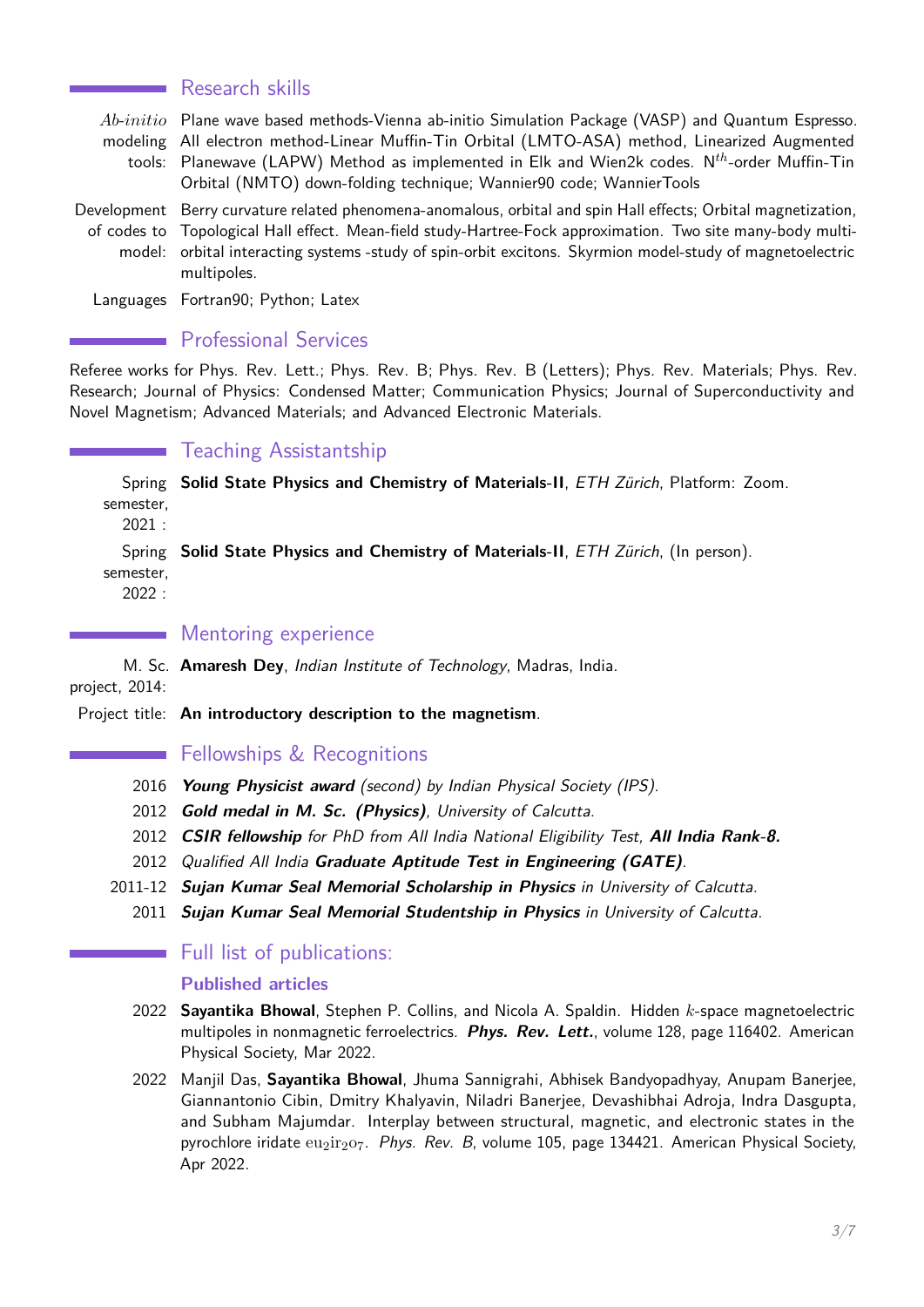## Research skills

*Ab-initio* modeling tools: Plane wave based methods-Vienna ab-initio Simulation Package (VASP) and Quantum Espresso. All electron method-Linear Muffin-Tin Orbital (LMTO-ASA) method, Linearized Augmented Planewave (LAPW) Method as implemented in Elk and Wien2k codes. $N^{th}$-order Muffin-Tin Orbital (NMTO) down-folding technique; Wannier90 code; WannierTools

Development of codes to model: Berry curvature related phenomena-anomalous, orbital and spin Hall effects; Orbital magnetization, Topological Hall effect. Mean-field study-Hartree-Fock approximation. Two site many-body multi-orbital interacting systems -study of spin-orbit excitons. Skyrmion model-study of magnetoelectric multipoles.

Languages: Fortran90; Python; Latex

## Professional Services

Referee works for Phys. Rev. Lett.; Phys. Rev. B; Phys. Rev. B (Letters); Phys. Rev. Materials; Phys. Rev. Research; Journal of Physics: Condensed Matter; Communication Physics; Journal of Superconductivity and Novel Magnetism; Advanced Materials; and Advanced Electronic Materials.

## Teaching Assistantship

Spring semester, 2021 : **Solid State Physics and Chemistry of Materials-II**, *ETH Zürich*, Platform: Zoom.

Spring semester, 2022 : **Solid State Physics and Chemistry of Materials-II**, *ETH Zürich*, (In person).

## Mentoring experience

M. Sc. project, 2014: **Amaresh Dey**, *Indian Institute of Technology*, Madras, India.

Project title: **An introductory description to the magnetism**.

## Fellowships & Recognitions

- 2016 ***Young Physicist award*** *(second) by Indian Physical Society (IPS).*
- 2012 ***Gold medal in M. Sc. (Physics)****, University of Calcutta.*
- 2012 ***CSIR fellowship*** *for PhD from All India National Eligibility Test,* ***All India Rank-8.***
- 2012 *Qualified All India* ***Graduate Aptitude Test in Engineering (GATE)****.*
- 2011-12 ***Sujan Kumar Seal Memorial Scholarship in Physics*** *in University of Calcutta.*
- 2011 ***Sujan Kumar Seal Memorial Studentship in Physics*** *in University of Calcutta.*

## Full list of publications:

### Published articles

2022 **Sayantika Bhowal**, Stephen P. Collins, and Nicola A. Spaldin. Hidden $k$-space magnetoelectric multipoles in nonmagnetic ferroelectrics. ***Phys. Rev. Lett.***, volume 128, page 116402. American Physical Society, Mar 2022.

2022 Manjil Das, **Sayantika Bhowal**, Jhuma Sannigrahi, Abhisek Bandyopadhyay, Anupam Banerjee, Giannantonio Cibin, Dmitry Khalyavin, Niladri Banerjee, Devashibhai Adroja, Indra Dasgupta, and Subham Majumdar. Interplay between structural, magnetic, and electronic states in the pyrochlore iridate $\mathrm{eu}_2\mathrm{ir}_2\mathrm{o}_7$. *Phys. Rev. B*, volume 105, page 134421. American Physical Society, Apr 2022.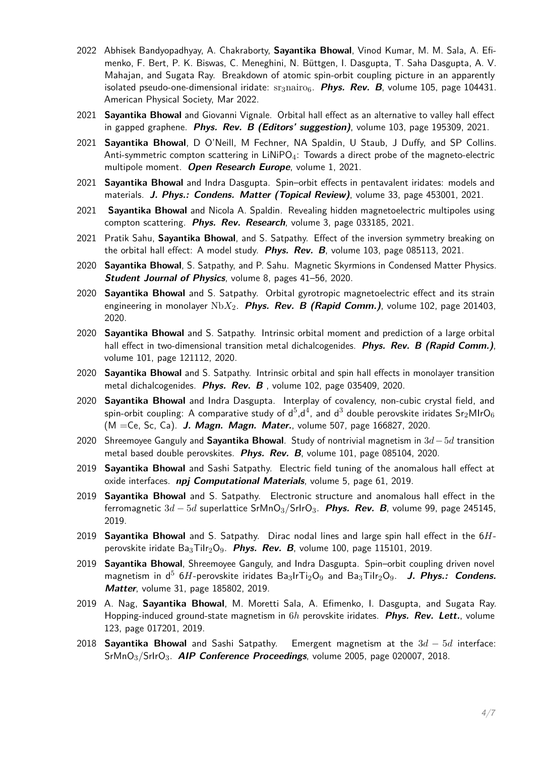- 2022 Abhisek Bandyopadhyay, A. Chakraborty, **Sayantika Bhowal**, Vinod Kumar, M. M. Sala, A. Efimenko, F. Bert, P. K. Biswas, C. Meneghini, N. Büttgen, I. Dasgupta, T. Saha Dasgupta, A. V. Mahajan, and Sugata Ray. Breakdown of atomic spin-orbit coupling picture in an apparently isolated pseudo-one-dimensional iridate: $\mathrm{sr_3nairo_6}$. ***Phys. Rev. B***, volume 105, page 104431. American Physical Society, Mar 2022.
- 2021 **Sayantika Bhowal** and Giovanni Vignale. Orbital hall effect as an alternative to valley hall effect in gapped graphene. ***Phys. Rev. B (Editors' suggestion)***, volume 103, page 195309, 2021.
- 2021 **Sayantika Bhowal**, D O'Neill, M Fechner, NA Spaldin, U Staub, J Duffy, and SP Collins. Anti-symmetric compton scattering in $LiNiPO_4$: Towards a direct probe of the magneto-electric multipole moment. ***Open Research Europe***, volume 1, 2021.
- 2021 **Sayantika Bhowal** and Indra Dasgupta. Spin–orbit effects in pentavalent iridates: models and materials. ***J. Phys.: Condens. Matter (Topical Review)***, volume 33, page 453001, 2021.
- 2021 **Sayantika Bhowal** and Nicola A. Spaldin. Revealing hidden magnetoelectric multipoles using compton scattering. ***Phys. Rev. Research***, volume 3, page 033185, 2021.
- 2021 Pratik Sahu, **Sayantika Bhowal**, and S. Satpathy. Effect of the inversion symmetry breaking on the orbital hall effect: A model study. ***Phys. Rev. B***, volume 103, page 085113, 2021.
- 2020 **Sayantika Bhowal**, S. Satpathy, and P. Sahu. Magnetic Skyrmions in Condensed Matter Physics. ***Student Journal of Physics***, volume 8, pages 41–56, 2020.
- 2020 **Sayantika Bhowal** and S. Satpathy. Orbital gyrotropic magnetoelectric effect and its strain engineering in monolayer $\mathrm{Nb}X_2$. ***Phys. Rev. B (Rapid Comm.)***, volume 102, page 201403, 2020.
- 2020 **Sayantika Bhowal** and S. Satpathy. Intrinsic orbital moment and prediction of a large orbital hall effect in two-dimensional transition metal dichalcogenides. ***Phys. Rev. B (Rapid Comm.)***, volume 101, page 121112, 2020.
- 2020 **Sayantika Bhowal** and S. Satpathy. Intrinsic orbital and spin hall effects in monolayer transition metal dichalcogenides. ***Phys. Rev. B***, volume 102, page 035409, 2020.
- 2020 **Sayantika Bhowal** and Indra Dasgupta. Interplay of covalency, non-cubic crystal field, and spin-orbit coupling: A comparative study of $d^5$,$d^4$, and $d^3$ double perovskite iridates $Sr_2MIrO_6$ (M =Ce, Sc, Ca). ***J. Magn. Magn. Mater.***, volume 507, page 166827, 2020.
- 2020 Shreemoyee Ganguly and **Sayantika Bhowal**. Study of nontrivial magnetism in $3d-5d$ transition metal based double perovskites. ***Phys. Rev. B***, volume 101, page 085104, 2020.
- 2019 **Sayantika Bhowal** and Sashi Satpathy. Electric field tuning of the anomalous hall effect at oxide interfaces. ***npj Computational Materials***, volume 5, page 61, 2019.
- 2019 **Sayantika Bhowal** and S. Satpathy. Electronic structure and anomalous hall effect in the ferromagnetic $3d-5d$ superlattice $SrMnO_3/SrIrO_3$. ***Phys. Rev. B***, volume 99, page 245145, 2019.
- 2019 **Sayantika Bhowal** and S. Satpathy. Dirac nodal lines and large spin hall effect in the $6H$-perovskite iridate $Ba_3TiIr_2O_9$. ***Phys. Rev. B***, volume 100, page 115101, 2019.
- 2019 **Sayantika Bhowal**, Shreemoyee Ganguly, and Indra Dasgupta. Spin–orbit coupling driven novel magnetism in $d^5$ $6H$-perovskite iridates $Ba_3IrTi_2O_9$ and $Ba_3TiIr_2O_9$. ***J. Phys.: Condens. Matter***, volume 31, page 185802, 2019.
- 2019 A. Nag, **Sayantika Bhowal**, M. Moretti Sala, A. Efimenko, I. Dasgupta, and Sugata Ray. Hopping-induced ground-state magnetism in $6h$ perovskite iridates. ***Phys. Rev. Lett.***, volume 123, page 017201, 2019.
- 2018 **Sayantika Bhowal** and Sashi Satpathy. Emergent magnetism at the $3d-5d$ interface: $SrMnO_3/SrIrO_3$. ***AIP Conference Proceedings***, volume 2005, page 020007, 2018.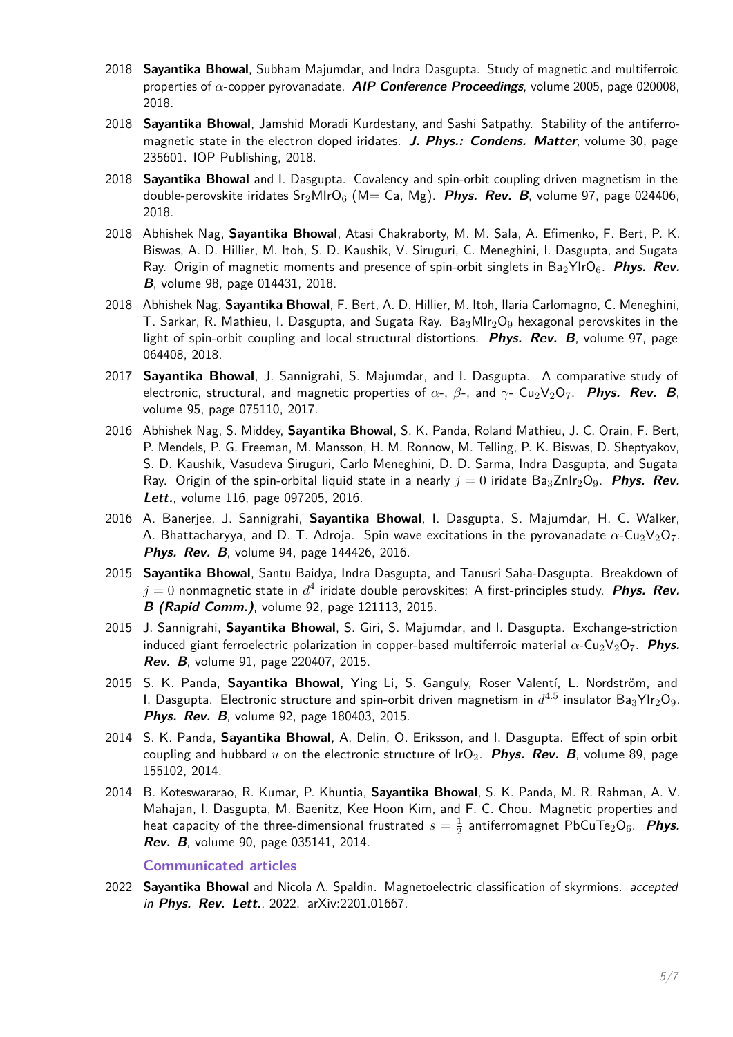2018 **Sayantika Bhowal**, Subham Majumdar, and Indra Dasgupta. Study of magnetic and multiferroic properties of $\alpha$-copper pyrovanadate. ***AIP Conference Proceedings***, volume 2005, page 020008, 2018.

2018 **Sayantika Bhowal**, Jamshid Moradi Kurdestany, and Sashi Satpathy. Stability of the antiferromagnetic state in the electron doped iridates. ***J. Phys.: Condens. Matter***, volume 30, page 235601. IOP Publishing, 2018.

2018 **Sayantika Bhowal** and I. Dasgupta. Covalency and spin-orbit coupling driven magnetism in the double-perovskite iridates $Sr_2MIrO_6$ (M= Ca, Mg). ***Phys. Rev. B***, volume 97, page 024406, 2018.

2018 Abhishek Nag, **Sayantika Bhowal**, Atasi Chakraborty, M. M. Sala, A. Efimenko, F. Bert, P. K. Biswas, A. D. Hillier, M. Itoh, S. D. Kaushik, V. Siruguri, C. Meneghini, I. Dasgupta, and Sugata Ray. Origin of magnetic moments and presence of spin-orbit singlets in $Ba_2YIrO_6$. ***Phys. Rev. B***, volume 98, page 014431, 2018.

2018 Abhishek Nag, **Sayantika Bhowal**, F. Bert, A. D. Hillier, M. Itoh, Ilaria Carlomagno, C. Meneghini, T. Sarkar, R. Mathieu, I. Dasgupta, and Sugata Ray. $Ba_3MIr_2O_9$ hexagonal perovskites in the light of spin-orbit coupling and local structural distortions. ***Phys. Rev. B***, volume 97, page 064408, 2018.

2017 **Sayantika Bhowal**, J. Sannigrahi, S. Majumdar, and I. Dasgupta. A comparative study of electronic, structural, and magnetic properties of $\alpha$-, $\beta$-, and $\gamma$- $Cu_2V_2O_7$. ***Phys. Rev. B***, volume 95, page 075110, 2017.

2016 Abhishek Nag, S. Middey, **Sayantika Bhowal**, S. K. Panda, Roland Mathieu, J. C. Orain, F. Bert, P. Mendels, P. G. Freeman, M. Mansson, H. M. Ronnow, M. Telling, P. K. Biswas, D. Sheptyakov, S. D. Kaushik, Vasudeva Siruguri, Carlo Meneghini, D. D. Sarma, Indra Dasgupta, and Sugata Ray. Origin of the spin-orbital liquid state in a nearly $j = 0$ iridate $Ba_3ZnIr_2O_9$. ***Phys. Rev. Lett.***, volume 116, page 097205, 2016.

2016 A. Banerjee, J. Sannigrahi, **Sayantika Bhowal**, I. Dasgupta, S. Majumdar, H. C. Walker, A. Bhattacharyya, and D. T. Adroja. Spin wave excitations in the pyrovanadate $\alpha$-$Cu_2V_2O_7$. ***Phys. Rev. B***, volume 94, page 144426, 2016.

2015 **Sayantika Bhowal**, Santu Baidya, Indra Dasgupta, and Tanusri Saha-Dasgupta. Breakdown of $j = 0$ nonmagnetic state in $d^4$ iridate double perovskites: A first-principles study. ***Phys. Rev. B (Rapid Comm.)***, volume 92, page 121113, 2015.

2015 J. Sannigrahi, **Sayantika Bhowal**, S. Giri, S. Majumdar, and I. Dasgupta. Exchange-striction induced giant ferroelectric polarization in copper-based multiferroic material $\alpha$-$Cu_2V_2O_7$. ***Phys. Rev. B***, volume 91, page 220407, 2015.

2015 S. K. Panda, **Sayantika Bhowal**, Ying Li, S. Ganguly, Roser Valentí, L. Nordström, and I. Dasgupta. Electronic structure and spin-orbit driven magnetism in $d^{4.5}$ insulator $Ba_3YIr_2O_9$. ***Phys. Rev. B***, volume 92, page 180403, 2015.

2014 S. K. Panda, **Sayantika Bhowal**, A. Delin, O. Eriksson, and I. Dasgupta. Effect of spin orbit coupling and hubbard $u$ on the electronic structure of $IrO_2$. ***Phys. Rev. B***, volume 89, page 155102, 2014.

2014 B. Koteswararao, R. Kumar, P. Khuntia, **Sayantika Bhowal**, S. K. Panda, M. R. Rahman, A. V. Mahajan, I. Dasgupta, M. Baenitz, Kee Hoon Kim, and F. C. Chou. Magnetic properties and heat capacity of the three-dimensional frustrated $s = \frac{1}{2}$ antiferromagnet $PbCuTe_2O_6$. ***Phys. Rev. B***, volume 90, page 035141, 2014.

### Communicated articles

2022 **Sayantika Bhowal** and Nicola A. Spaldin. Magnetoelectric classification of skyrmions. *accepted in* ***Phys. Rev. Lett.***, 2022. arXiv:2201.01667.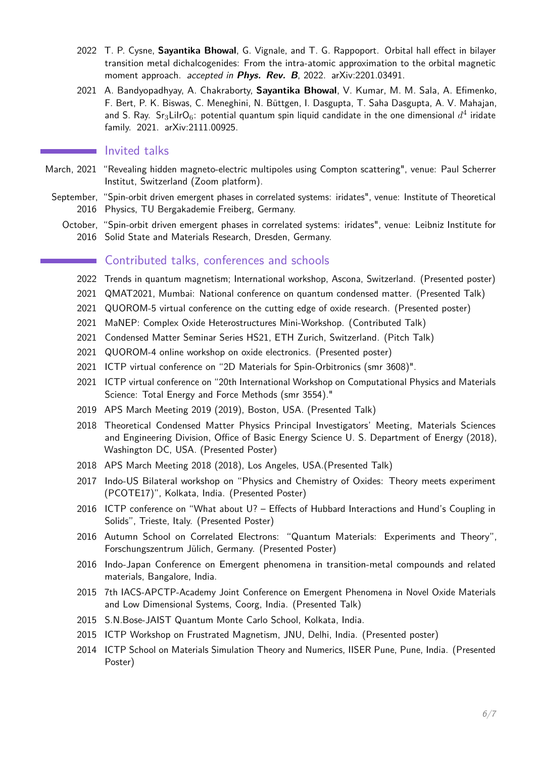- 2022 T. P. Cysne, **Sayantika Bhowal**, G. Vignale, and T. G. Rappoport. Orbital hall effect in bilayer transition metal dichalcogenides: From the intra-atomic approximation to the orbital magnetic moment approach. *accepted in* ***Phys. Rev. B***, 2022. arXiv:2201.03491.
- 2021 A. Bandyopadhyay, A. Chakraborty, **Sayantika Bhowal**, V. Kumar, M. M. Sala, A. Efimenko, F. Bert, P. K. Biswas, C. Meneghini, N. Büttgen, I. Dasgupta, T. Saha Dasgupta, A. V. Mahajan, and S. Ray. $Sr_3LiIrO_6$: potential quantum spin liquid candidate in the one dimensional $d^4$ iridate family. 2021. arXiv:2111.00925.

## Invited talks

- March, 2021 "Revealing hidden magneto-electric multipoles using Compton scattering", venue: Paul Scherrer Institut, Switzerland (Zoom platform).
- September, 2016 "Spin-orbit driven emergent phases in correlated systems: iridates", venue: Institute of Theoretical Physics, TU Bergakademie Freiberg, Germany.
- October, 2016 "Spin-orbit driven emergent phases in correlated systems: iridates", venue: Leibniz Institute for Solid State and Materials Research, Dresden, Germany.

## Contributed talks, conferences and schools

- 2022 Trends in quantum magnetism; International workshop, Ascona, Switzerland. (Presented poster)
- 2021 QMAT2021, Mumbai: National conference on quantum condensed matter. (Presented Talk)
- 2021 QUOROM-5 virtual conference on the cutting edge of oxide research. (Presented poster)
- 2021 MaNEP: Complex Oxide Heterostructures Mini-Workshop. (Contributed Talk)
- 2021 Condensed Matter Seminar Series HS21, ETH Zurich, Switzerland. (Pitch Talk)
- 2021 QUOROM-4 online workshop on oxide electronics. (Presented poster)
- 2021 ICTP virtual conference on "2D Materials for Spin-Orbitronics (smr 3608)".
- 2021 ICTP virtual conference on "20th International Workshop on Computational Physics and Materials Science: Total Energy and Force Methods (smr 3554)."
- 2019 APS March Meeting 2019 (2019), Boston, USA. (Presented Talk)
- 2018 Theoretical Condensed Matter Physics Principal Investigators' Meeting, Materials Sciences and Engineering Division, Office of Basic Energy Science U. S. Department of Energy (2018), Washington DC, USA. (Presented Poster)
- 2018 APS March Meeting 2018 (2018), Los Angeles, USA.(Presented Talk)
- 2017 Indo-US Bilateral workshop on "Physics and Chemistry of Oxides: Theory meets experiment (PCOTE17)", Kolkata, India. (Presented Poster)
- 2016 ICTP conference on "What about U? – Effects of Hubbard Interactions and Hund's Coupling in Solids", Trieste, Italy. (Presented Poster)
- 2016 Autumn School on Correlated Electrons: "Quantum Materials: Experiments and Theory", Forschungszentrum Jülich, Germany. (Presented Poster)
- 2016 Indo-Japan Conference on Emergent phenomena in transition-metal compounds and related materials, Bangalore, India.
- 2015 7th IACS-APCTP-Academy Joint Conference on Emergent Phenomena in Novel Oxide Materials and Low Dimensional Systems, Coorg, India. (Presented Talk)
- 2015 S.N.Bose-JAIST Quantum Monte Carlo School, Kolkata, India.
- 2015 ICTP Workshop on Frustrated Magnetism, JNU, Delhi, India. (Presented poster)
- 2014 ICTP School on Materials Simulation Theory and Numerics, IISER Pune, Pune, India. (Presented Poster)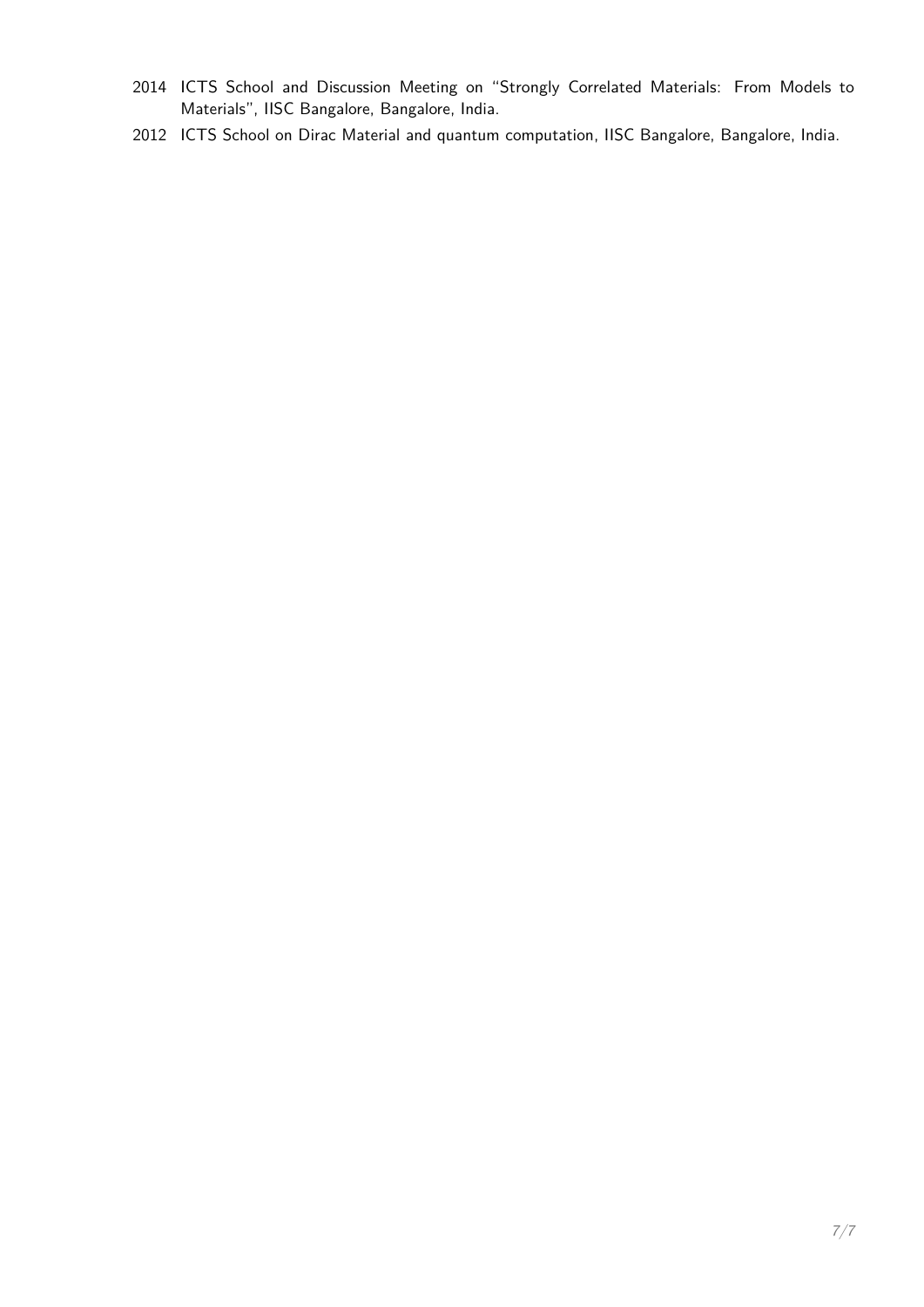- 2014 ICTS School and Discussion Meeting on "Strongly Correlated Materials: From Models to Materials", IISC Bangalore, Bangalore, India.
- 2012 ICTS School on Dirac Material and quantum computation, IISC Bangalore, Bangalore, India.